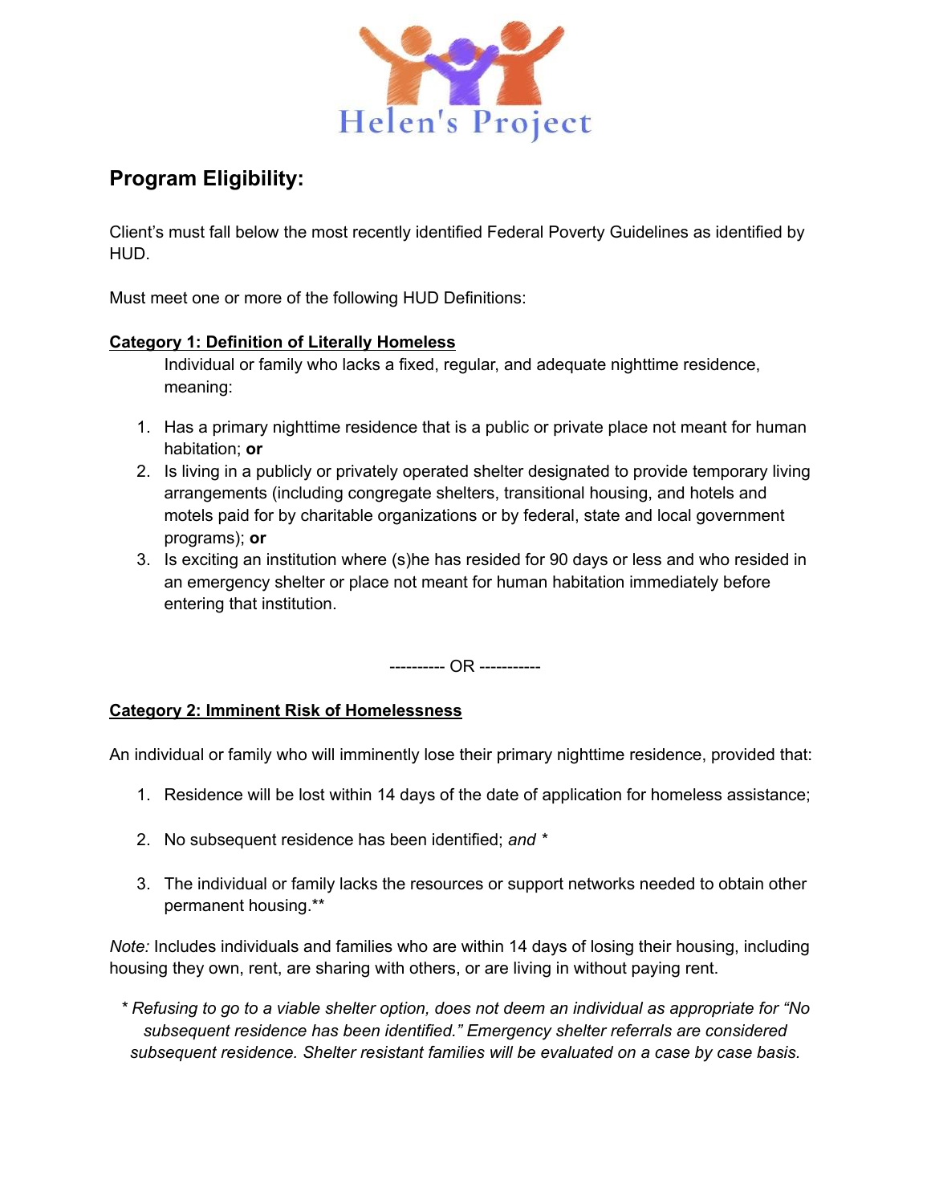# Helen's Project

## Program Eligibility:

Client's must fall below the most recently identified Federal Poverty Guidelines as identified by HUD.

Must meet one or more of the following HUD Definitions:

**Category 1: Definition of Literally Homeless**

Individual or family who lacks a fixed, regular, and adequate nighttime residence, meaning:

1. Has a primary nighttime residence that is a public or private place not meant for human habitation; **or**
2. Is living in a publicly or privately operated shelter designated to provide temporary living arrangements (including congregate shelters, transitional housing, and hotels and motels paid for by charitable organizations or by federal, state and local government programs); **or**
3. Is exciting an institution where (s)he has resided for 90 days or less and who resided in an emergency shelter or place not meant for human habitation immediately before entering that institution.

---------- OR -----------

**Category 2: Imminent Risk of Homelessness**

An individual or family who will imminently lose their primary nighttime residence, provided that:

1. Residence will be lost within 14 days of the date of application for homeless assistance;
2. No subsequent residence has been identified; *and* *
3. The individual or family lacks the resources or support networks needed to obtain other permanent housing.**

*Note:* Includes individuals and families who are within 14 days of losing their housing, including housing they own, rent, are sharing with others, or are living in without paying rent.

*\* Refusing to go to a viable shelter option, does not deem an individual as appropriate for "No subsequent residence has been identified." Emergency shelter referrals are considered subsequent residence. Shelter resistant families will be evaluated on a case by case basis.*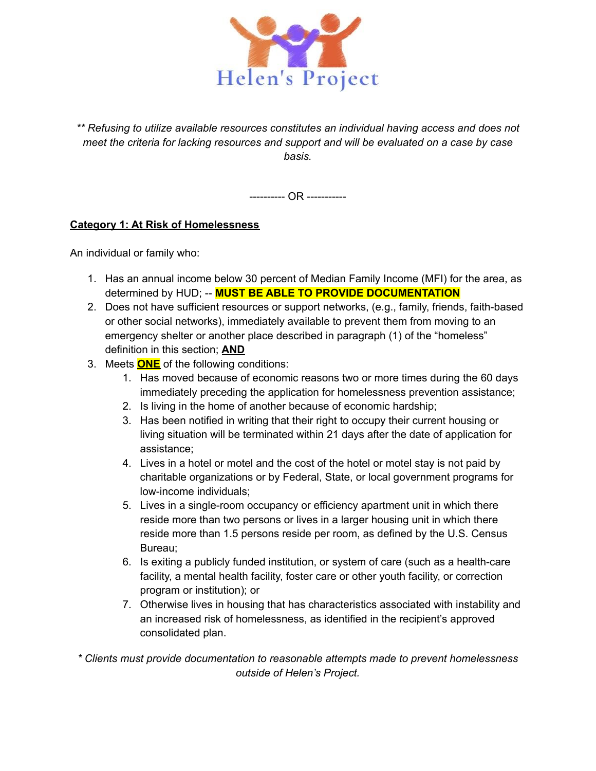*** Refusing to utilize available resources constitutes an individual having access and does not meet the criteria for lacking resources and support and will be evaluated on a case by case basis.*

---------- OR -----------

**Category 1: At Risk of Homelessness**

An individual or family who:

1. Has an annual income below 30 percent of Median Family Income (MFI) for the area, as determined by HUD; -- **MUST BE ABLE TO PROVIDE DOCUMENTATION**
2. Does not have sufficient resources or support networks, (e.g., family, friends, faith-based or other social networks), immediately available to prevent them from moving to an emergency shelter or another place described in paragraph (1) of the "homeless" definition in this section; **AND**
3. Meets **ONE** of the following conditions:
   1. Has moved because of economic reasons two or more times during the 60 days immediately preceding the application for homelessness prevention assistance;
   2. Is living in the home of another because of economic hardship;
   3. Has been notified in writing that their right to occupy their current housing or living situation will be terminated within 21 days after the date of application for assistance;
   4. Lives in a hotel or motel and the cost of the hotel or motel stay is not paid by charitable organizations or by Federal, State, or local government programs for low-income individuals;
   5. Lives in a single-room occupancy or efficiency apartment unit in which there reside more than two persons or lives in a larger housing unit in which there reside more than 1.5 persons reside per room, as defined by the U.S. Census Bureau;
   6. Is exiting a publicly funded institution, or system of care (such as a health-care facility, a mental health facility, foster care or other youth facility, or correction program or institution); or
   7. Otherwise lives in housing that has characteristics associated with instability and an increased risk of homelessness, as identified in the recipient's approved consolidated plan.

** Clients must provide documentation to reasonable attempts made to prevent homelessness outside of Helen's Project.*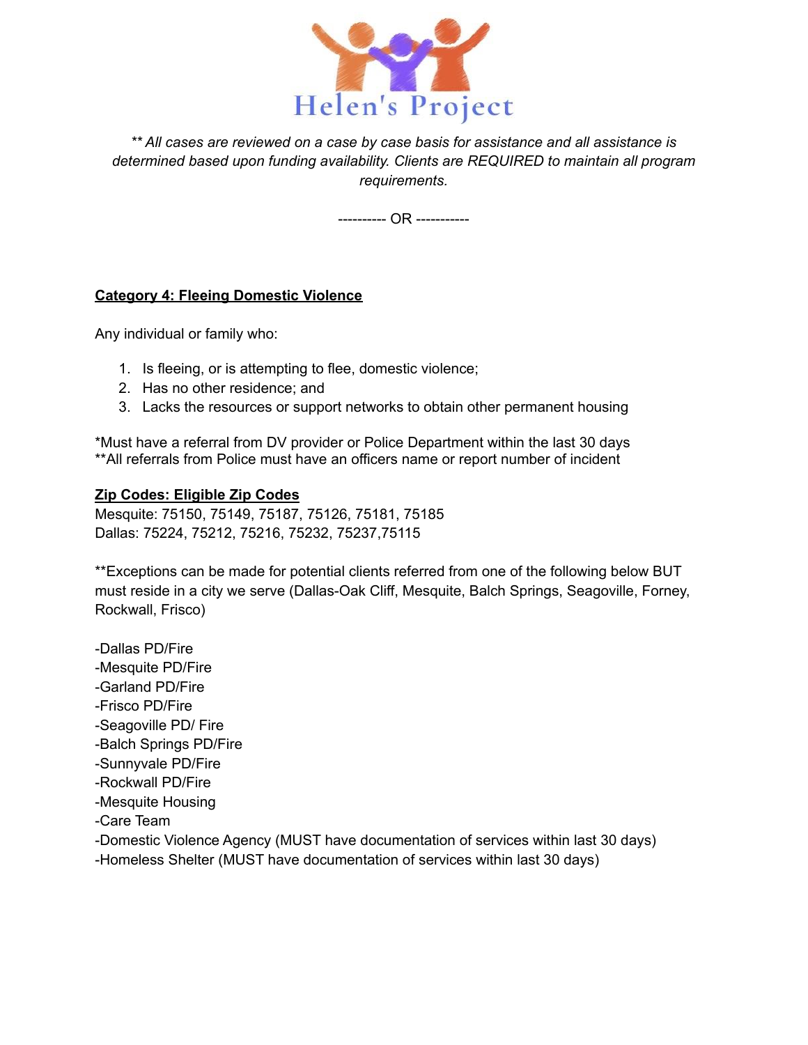**Helen's Project**

*\*\* All cases are reviewed on a case by case basis for assistance and all assistance is determined based upon funding availability. Clients are REQUIRED to maintain all program requirements.*

---------- OR -----------

**Category 4: Fleeing Domestic Violence**

Any individual or family who:

1. Is fleeing, or is attempting to flee, domestic violence;
2. Has no other residence; and
3. Lacks the resources or support networks to obtain other permanent housing

*Must have a referral from DV provider or Police Department within the last 30 days
**All referrals from Police must have an officers name or report number of incident

**Zip Codes: Eligible Zip Codes**
Mesquite: 75150, 75149, 75187, 75126, 75181, 75185
Dallas: 75224, 75212, 75216, 75232, 75237,75115

**Exceptions can be made for potential clients referred from one of the following below BUT must reside in a city we serve (Dallas-Oak Cliff, Mesquite, Balch Springs, Seagoville, Forney, Rockwall, Frisco)

-Dallas PD/Fire
-Mesquite PD/Fire
-Garland PD/Fire
-Frisco PD/Fire
-Seagoville PD/ Fire
-Balch Springs PD/Fire
-Sunnyvale PD/Fire
-Rockwall PD/Fire
-Mesquite Housing
-Care Team
-Domestic Violence Agency (MUST have documentation of services within last 30 days)
-Homeless Shelter (MUST have documentation of services within last 30 days)